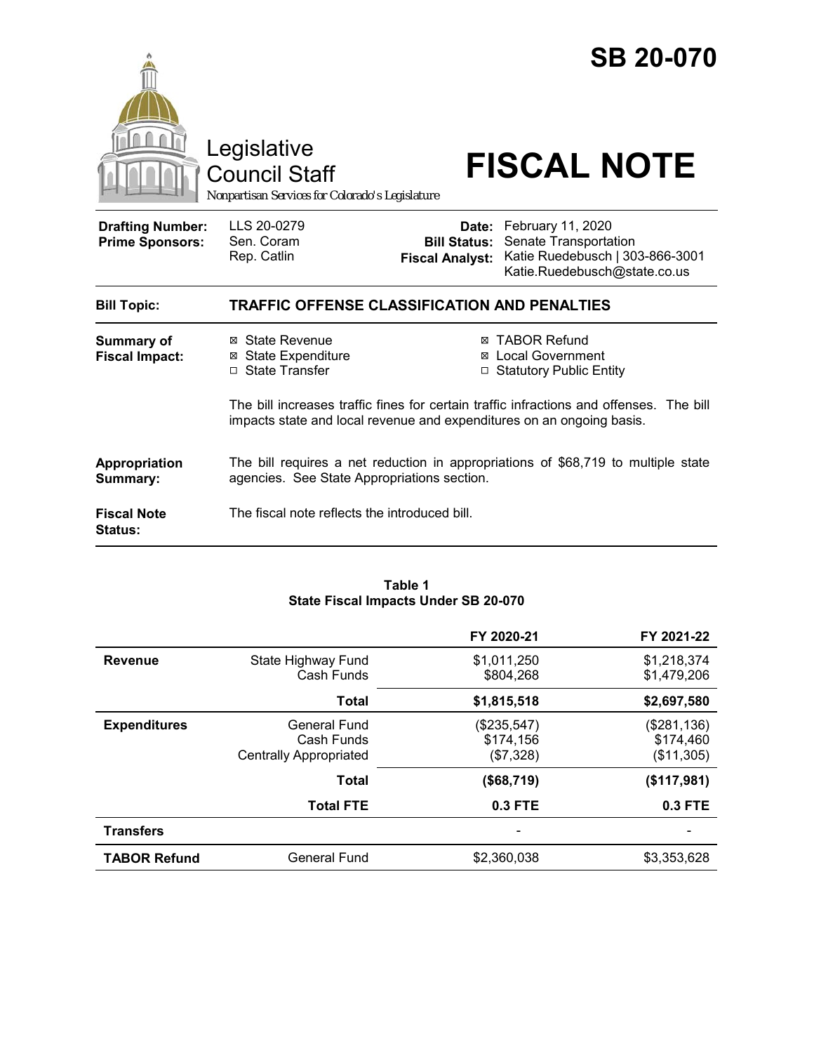# SB 20-070

Legislative Council Staff

*Nonpartisan Services for Colorado's Legislature*

# FISCAL NOTE

| | | | |
|---|---|---|---|
| **Drafting Number:** | LLS 20-0279 | **Date:** | February 11, 2020 |
| **Prime Sponsors:** | Sen. Coram<br>Rep. Catlin | **Bill Status:** | Senate Transportation |
| | | **Fiscal Analyst:** | Katie Ruedebusch \| 303-866-3001<br>Katie.Ruedebusch@state.co.us |

| | |
|---|---|
| **Bill Topic:** | **TRAFFIC OFFENSE CLASSIFICATION AND PENALTIES** |
| **Summary of Fiscal Impact:** | ☒ State Revenue ☒ State Expenditure ☐ State Transfer ☒ TABOR Refund ☒ Local Government ☐ Statutory Public Entity<br><br>The bill increases traffic fines for certain traffic infractions and offenses. The bill impacts state and local revenue and expenditures on an ongoing basis. |
| **Appropriation Summary:** | The bill requires a net reduction in appropriations of $68,719 to multiple state agencies. See State Appropriations section. |
| **Fiscal Note Status:** | The fiscal note reflects the introduced bill. |

**Table 1**
**State Fiscal Impacts Under SB 20-070**

| | | FY 2020-21 | FY 2021-22 |
|---|---|---|---|
| **Revenue** | State Highway Fund | $1,011,250 | $1,218,374 |
| | Cash Funds | $804,268 | $1,479,206 |
| | **Total** | **$1,815,518** | **$2,697,580** |
| **Expenditures** | General Fund | ($235,547) | ($281,136) |
| | Cash Funds | $174,156 | $174,460 |
| | Centrally Appropriated | ($7,328) | ($11,305) |
| | **Total** | **($68,719)** | **($117,981)** |
| | **Total FTE** | **0.3 FTE** | **0.3 FTE** |
| **Transfers** | | - | - |
| **TABOR Refund** | General Fund | $2,360,038 | $3,353,628 |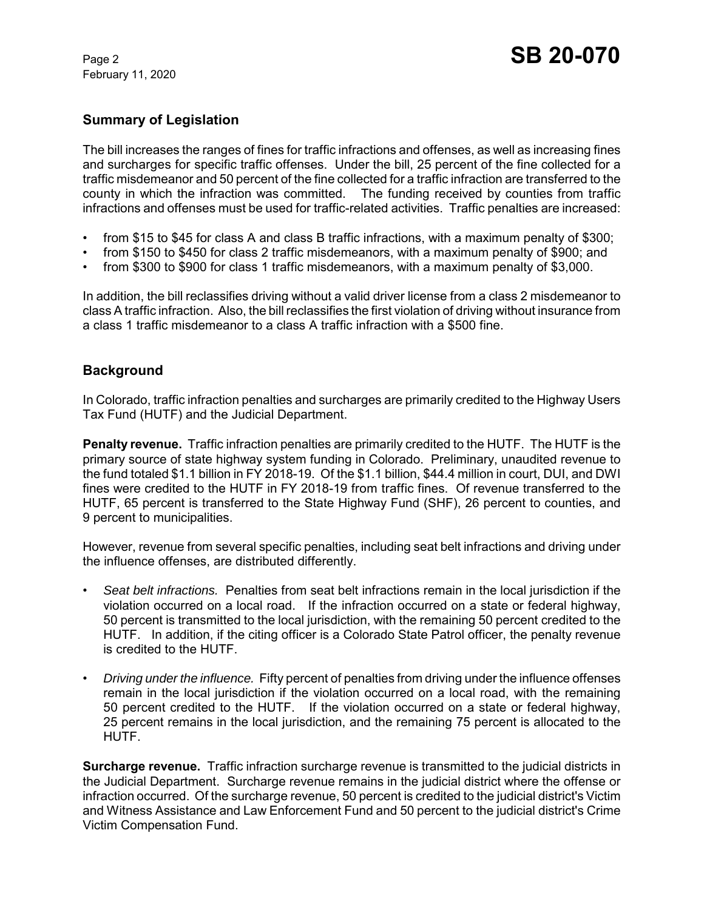## Summary of Legislation

The bill increases the ranges of fines for traffic infractions and offenses, as well as increasing fines and surcharges for specific traffic offenses. Under the bill, 25 percent of the fine collected for a traffic misdemeanor and 50 percent of the fine collected for a traffic infraction are transferred to the county in which the infraction was committed. The funding received by counties from traffic infractions and offenses must be used for traffic-related activities. Traffic penalties are increased:

- from $15 to $45 for class A and class B traffic infractions, with a maximum penalty of $300;
- from $150 to $450 for class 2 traffic misdemeanors, with a maximum penalty of $900; and
- from $300 to $900 for class 1 traffic misdemeanors, with a maximum penalty of $3,000.

In addition, the bill reclassifies driving without a valid driver license from a class 2 misdemeanor to class A traffic infraction. Also, the bill reclassifies the first violation of driving without insurance from a class 1 traffic misdemeanor to a class A traffic infraction with a $500 fine.

## Background

In Colorado, traffic infraction penalties and surcharges are primarily credited to the Highway Users Tax Fund (HUTF) and the Judicial Department.

**Penalty revenue.** Traffic infraction penalties are primarily credited to the HUTF. The HUTF is the primary source of state highway system funding in Colorado. Preliminary, unaudited revenue to the fund totaled $1.1 billion in FY 2018-19. Of the $1.1 billion, $44.4 million in court, DUI, and DWI fines were credited to the HUTF in FY 2018-19 from traffic fines. Of revenue transferred to the HUTF, 65 percent is transferred to the State Highway Fund (SHF), 26 percent to counties, and 9 percent to municipalities.

However, revenue from several specific penalties, including seat belt infractions and driving under the influence offenses, are distributed differently.

- *Seat belt infractions.* Penalties from seat belt infractions remain in the local jurisdiction if the violation occurred on a local road. If the infraction occurred on a state or federal highway, 50 percent is transmitted to the local jurisdiction, with the remaining 50 percent credited to the HUTF. In addition, if the citing officer is a Colorado State Patrol officer, the penalty revenue is credited to the HUTF.

- *Driving under the influence.* Fifty percent of penalties from driving under the influence offenses remain in the local jurisdiction if the violation occurred on a local road, with the remaining 50 percent credited to the HUTF. If the violation occurred on a state or federal highway, 25 percent remains in the local jurisdiction, and the remaining 75 percent is allocated to the HUTF.

**Surcharge revenue.** Traffic infraction surcharge revenue is transmitted to the judicial districts in the Judicial Department. Surcharge revenue remains in the judicial district where the offense or infraction occurred. Of the surcharge revenue, 50 percent is credited to the judicial district's Victim and Witness Assistance and Law Enforcement Fund and 50 percent to the judicial district's Crime Victim Compensation Fund.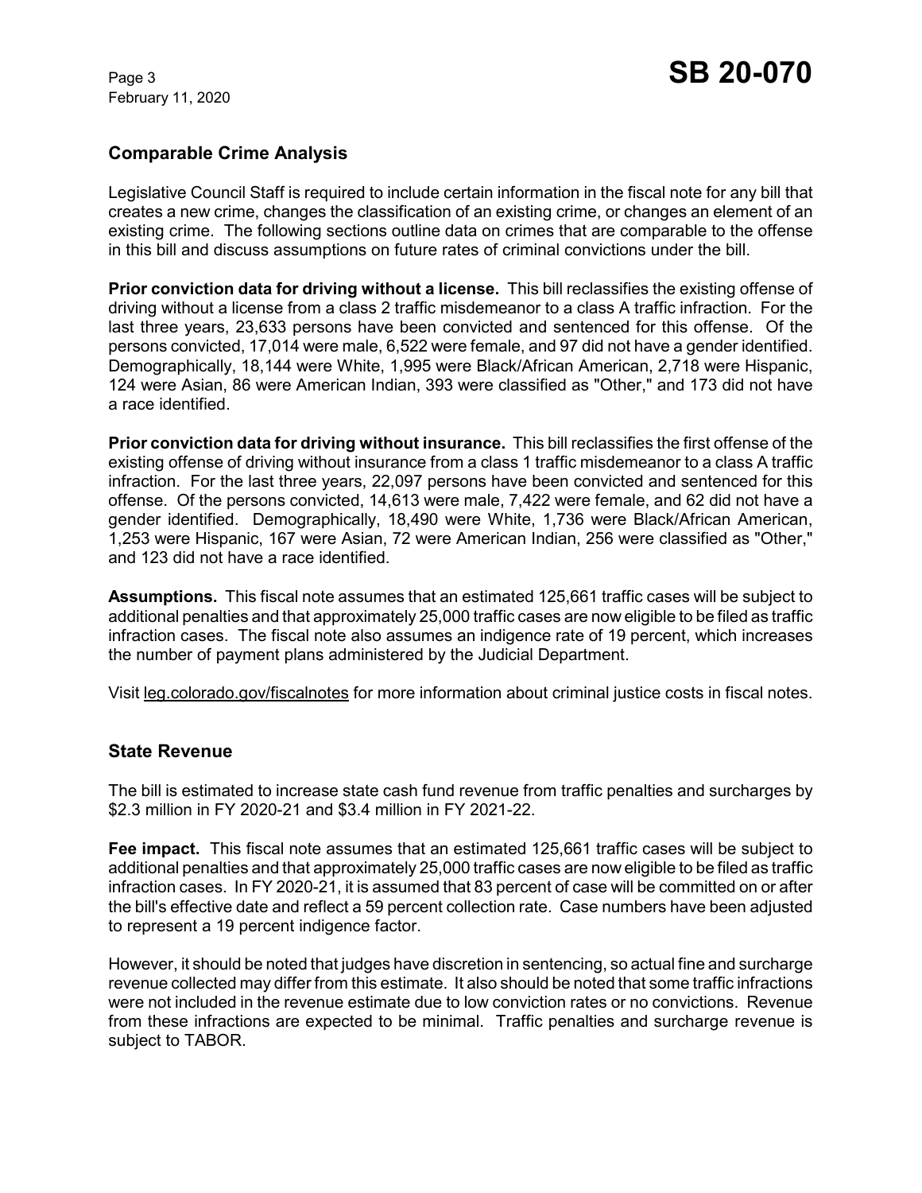## Comparable Crime Analysis

Legislative Council Staff is required to include certain information in the fiscal note for any bill that creates a new crime, changes the classification of an existing crime, or changes an element of an existing crime. The following sections outline data on crimes that are comparable to the offense in this bill and discuss assumptions on future rates of criminal convictions under the bill.

**Prior conviction data for driving without a license.** This bill reclassifies the existing offense of driving without a license from a class 2 traffic misdemeanor to a class A traffic infraction. For the last three years, 23,633 persons have been convicted and sentenced for this offense. Of the persons convicted, 17,014 were male, 6,522 were female, and 97 did not have a gender identified. Demographically, 18,144 were White, 1,995 were Black/African American, 2,718 were Hispanic, 124 were Asian, 86 were American Indian, 393 were classified as "Other," and 173 did not have a race identified.

**Prior conviction data for driving without insurance.** This bill reclassifies the first offense of the existing offense of driving without insurance from a class 1 traffic misdemeanor to a class A traffic infraction. For the last three years, 22,097 persons have been convicted and sentenced for this offense. Of the persons convicted, 14,613 were male, 7,422 were female, and 62 did not have a gender identified. Demographically, 18,490 were White, 1,736 were Black/African American, 1,253 were Hispanic, 167 were Asian, 72 were American Indian, 256 were classified as "Other," and 123 did not have a race identified.

**Assumptions.** This fiscal note assumes that an estimated 125,661 traffic cases will be subject to additional penalties and that approximately 25,000 traffic cases are now eligible to be filed as traffic infraction cases. The fiscal note also assumes an indigence rate of 19 percent, which increases the number of payment plans administered by the Judicial Department.

Visit leg.colorado.gov/fiscalnotes for more information about criminal justice costs in fiscal notes.

## State Revenue

The bill is estimated to increase state cash fund revenue from traffic penalties and surcharges by $2.3 million in FY 2020-21 and $3.4 million in FY 2021-22.

**Fee impact.** This fiscal note assumes that an estimated 125,661 traffic cases will be subject to additional penalties and that approximately 25,000 traffic cases are now eligible to be filed as traffic infraction cases. In FY 2020-21, it is assumed that 83 percent of case will be committed on or after the bill's effective date and reflect a 59 percent collection rate. Case numbers have been adjusted to represent a 19 percent indigence factor.

However, it should be noted that judges have discretion in sentencing, so actual fine and surcharge revenue collected may differ from this estimate. It also should be noted that some traffic infractions were not included in the revenue estimate due to low conviction rates or no convictions. Revenue from these infractions are expected to be minimal. Traffic penalties and surcharge revenue is subject to TABOR.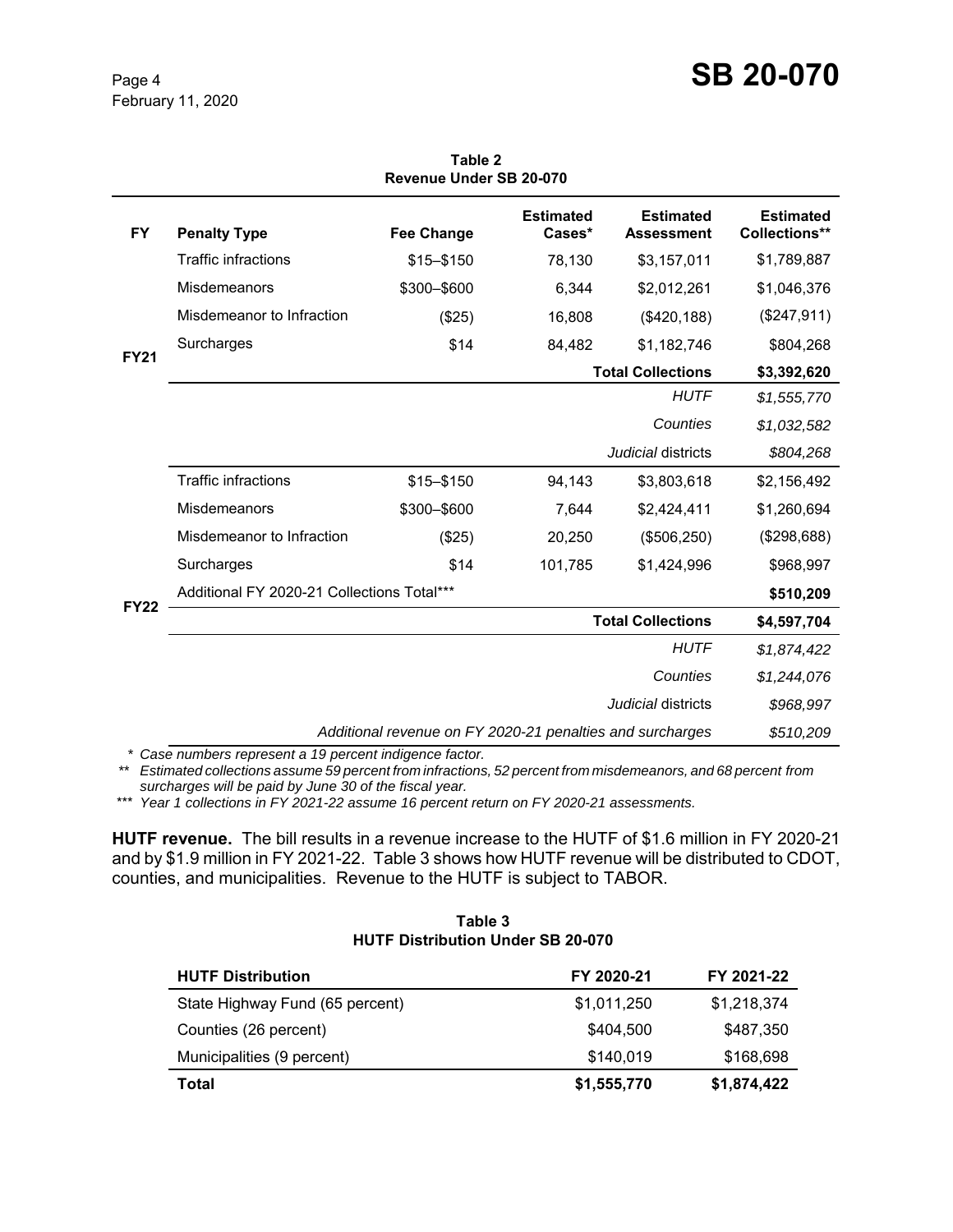**Table 2**
**Revenue Under SB 20-070**

| FY | Penalty Type | Fee Change | Estimated Cases* | Estimated Assessment | Estimated Collections** |
|---|---|---|---|---|---|
| FY21 | Traffic infractions | $15–$150 | 78,130 | $3,157,011 | $1,789,887 |
| | Misdemeanors | $300–$600 | 6,344 | $2,012,261 | $1,046,376 |
| | Misdemeanor to Infraction | ($25) | 16,808 | ($420,188) | ($247,911) |
| | Surcharges | $14 | 84,482 | $1,182,746 | $804,268 |
| | | | | **Total Collections** | **$3,392,620** |
| | | | | *HUTF* | *$1,555,770* |
| | | | | *Counties* | *$1,032,582* |
| | | | | *Judicial* districts | *$804,268* |
| FY22 | Traffic infractions | $15–$150 | 94,143 | $3,803,618 | $2,156,492 |
| | Misdemeanors | $300–$600 | 7,644 | $2,424,411 | $1,260,694 |
| | Misdemeanor to Infraction | ($25) | 20,250 | ($506,250) | ($298,688) |
| | Surcharges | $14 | 101,785 | $1,424,996 | $968,997 |
| | Additional FY 2020-21 Collections Total*** | | | | **$510,209** |
| | | | | **Total Collections** | **$4,597,704** |
| | | | | *HUTF* | *$1,874,422* |
| | | | | *Counties* | *$1,244,076* |
| | | | | *Judicial* districts | *$968,997* |
| | | | | *Additional revenue on FY 2020-21 penalties and surcharges* | *$510,209* |

\* *Case numbers represent a 19 percent indigence factor.*
\*\* *Estimated collections assume 59 percent from infractions, 52 percent from misdemeanors, and 68 percent from surcharges will be paid by June 30 of the fiscal year.*
\*\*\* *Year 1 collections in FY 2021-22 assume 16 percent return on FY 2020-21 assessments.*

**HUTF revenue.** The bill results in a revenue increase to the HUTF of $1.6 million in FY 2020-21 and by $1.9 million in FY 2021-22. Table 3 shows how HUTF revenue will be distributed to CDOT, counties, and municipalities. Revenue to the HUTF is subject to TABOR.

**Table 3**
**HUTF Distribution Under SB 20-070**

| HUTF Distribution | FY 2020-21 | FY 2021-22 |
|---|---|---|
| State Highway Fund (65 percent) | $1,011,250 | $1,218,374 |
| Counties (26 percent) | $404,500 | $487,350 |
| Municipalities (9 percent) | $140,019 | $168,698 |
| **Total** | **$1,555,770** | **$1,874,422** |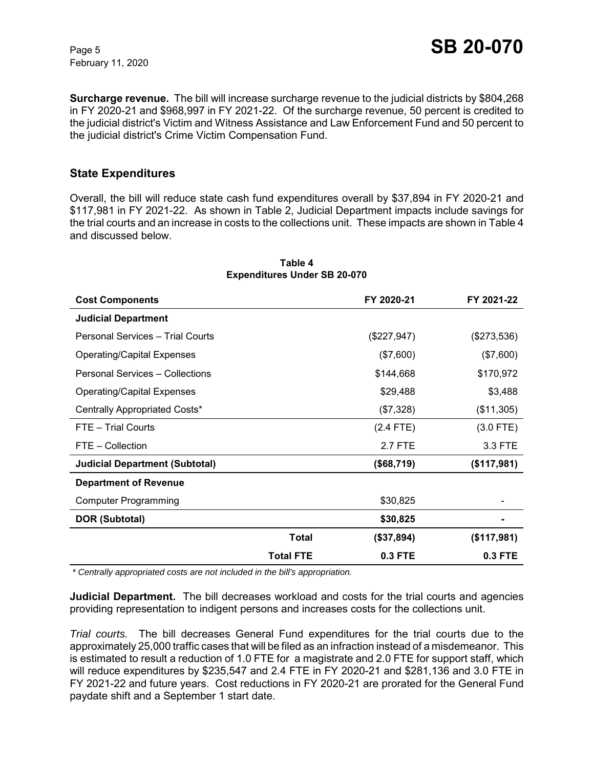**Surcharge revenue.** The bill will increase surcharge revenue to the judicial districts by $804,268 in FY 2020-21 and $968,997 in FY 2021-22. Of the surcharge revenue, 50 percent is credited to the judicial district's Victim and Witness Assistance and Law Enforcement Fund and 50 percent to the judicial district's Crime Victim Compensation Fund.

## State Expenditures

Overall, the bill will reduce state cash fund expenditures overall by $37,894 in FY 2020-21 and $117,981 in FY 2021-22. As shown in Table 2, Judicial Department impacts include savings for the trial courts and an increase in costs to the collections unit. These impacts are shown in Table 4 and discussed below.

**Table 4**
**Expenditures Under SB 20-070**

| Cost Components | FY 2020-21 | FY 2021-22 |
|---|---|---|
| **Judicial Department** | | |
| Personal Services – Trial Courts | ($227,947) | ($273,536) |
| Operating/Capital Expenses | ($7,600) | ($7,600) |
| Personal Services – Collections | $144,668 | $170,972 |
| Operating/Capital Expenses | $29,488 | $3,488 |
| Centrally Appropriated Costs* | ($7,328) | ($11,305) |
| FTE – Trial Courts | (2.4 FTE) | (3.0 FTE) |
| FTE – Collection | 2.7 FTE | 3.3 FTE |
| **Judicial Department (Subtotal)** | **($68,719)** | **($117,981)** |
| **Department of Revenue** | | |
| Computer Programming | $30,825 | - |
| **DOR (Subtotal)** | **$30,825** | **-** |
| **Total** | **($37,894)** | **($117,981)** |
| **Total FTE** | **0.3 FTE** | **0.3 FTE** |

*\* Centrally appropriated costs are not included in the bill's appropriation.*

**Judicial Department.** The bill decreases workload and costs for the trial courts and agencies providing representation to indigent persons and increases costs for the collections unit.

*Trial courts.* The bill decreases General Fund expenditures for the trial courts due to the approximately 25,000 traffic cases that will be filed as an infraction instead of a misdemeanor. This is estimated to result a reduction of 1.0 FTE for a magistrate and 2.0 FTE for support staff, which will reduce expenditures by $235,547 and 2.4 FTE in FY 2020-21 and $281,136 and 3.0 FTE in FY 2021-22 and future years. Cost reductions in FY 2020-21 are prorated for the General Fund paydate shift and a September 1 start date.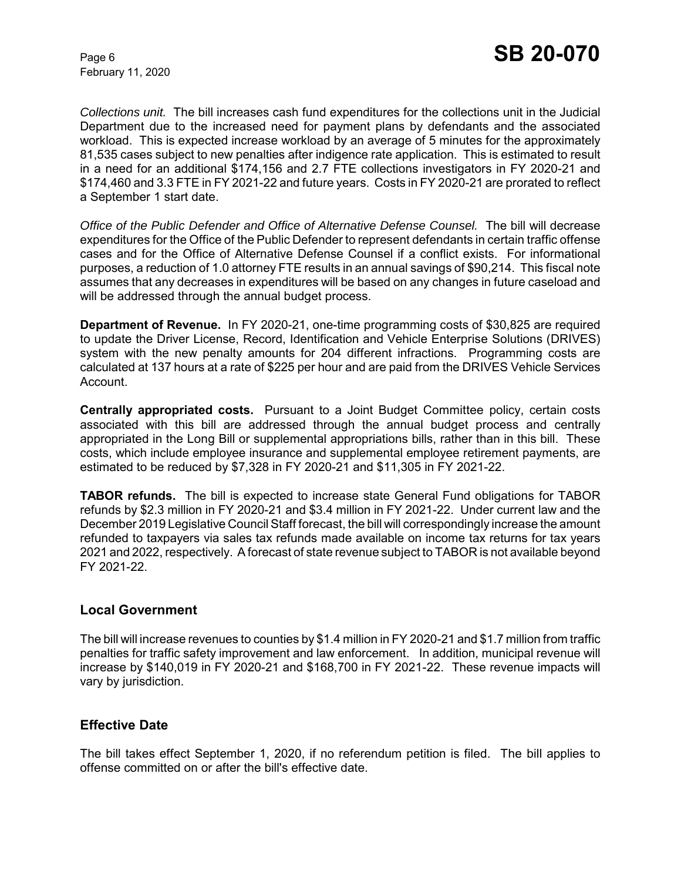*Collections unit.* The bill increases cash fund expenditures for the collections unit in the Judicial Department due to the increased need for payment plans by defendants and the associated workload. This is expected increase workload by an average of 5 minutes for the approximately 81,535 cases subject to new penalties after indigence rate application. This is estimated to result in a need for an additional $174,156 and 2.7 FTE collections investigators in FY 2020-21 and $174,460 and 3.3 FTE in FY 2021-22 and future years. Costs in FY 2020-21 are prorated to reflect a September 1 start date.

*Office of the Public Defender and Office of Alternative Defense Counsel.* The bill will decrease expenditures for the Office of the Public Defender to represent defendants in certain traffic offense cases and for the Office of Alternative Defense Counsel if a conflict exists. For informational purposes, a reduction of 1.0 attorney FTE results in an annual savings of $90,214. This fiscal note assumes that any decreases in expenditures will be based on any changes in future caseload and will be addressed through the annual budget process.

**Department of Revenue.** In FY 2020-21, one-time programming costs of $30,825 are required to update the Driver License, Record, Identification and Vehicle Enterprise Solutions (DRIVES) system with the new penalty amounts for 204 different infractions. Programming costs are calculated at 137 hours at a rate of $225 per hour and are paid from the DRIVES Vehicle Services Account.

**Centrally appropriated costs.** Pursuant to a Joint Budget Committee policy, certain costs associated with this bill are addressed through the annual budget process and centrally appropriated in the Long Bill or supplemental appropriations bills, rather than in this bill. These costs, which include employee insurance and supplemental employee retirement payments, are estimated to be reduced by $7,328 in FY 2020-21 and $11,305 in FY 2021-22.

**TABOR refunds.** The bill is expected to increase state General Fund obligations for TABOR refunds by $2.3 million in FY 2020-21 and $3.4 million in FY 2021-22. Under current law and the December 2019 Legislative Council Staff forecast, the bill will correspondingly increase the amount refunded to taxpayers via sales tax refunds made available on income tax returns for tax years 2021 and 2022, respectively. A forecast of state revenue subject to TABOR is not available beyond FY 2021-22.

## Local Government

The bill will increase revenues to counties by $1.4 million in FY 2020-21 and $1.7 million from traffic penalties for traffic safety improvement and law enforcement. In addition, municipal revenue will increase by $140,019 in FY 2020-21 and $168,700 in FY 2021-22. These revenue impacts will vary by jurisdiction.

## Effective Date

The bill takes effect September 1, 2020, if no referendum petition is filed. The bill applies to offense committed on or after the bill's effective date.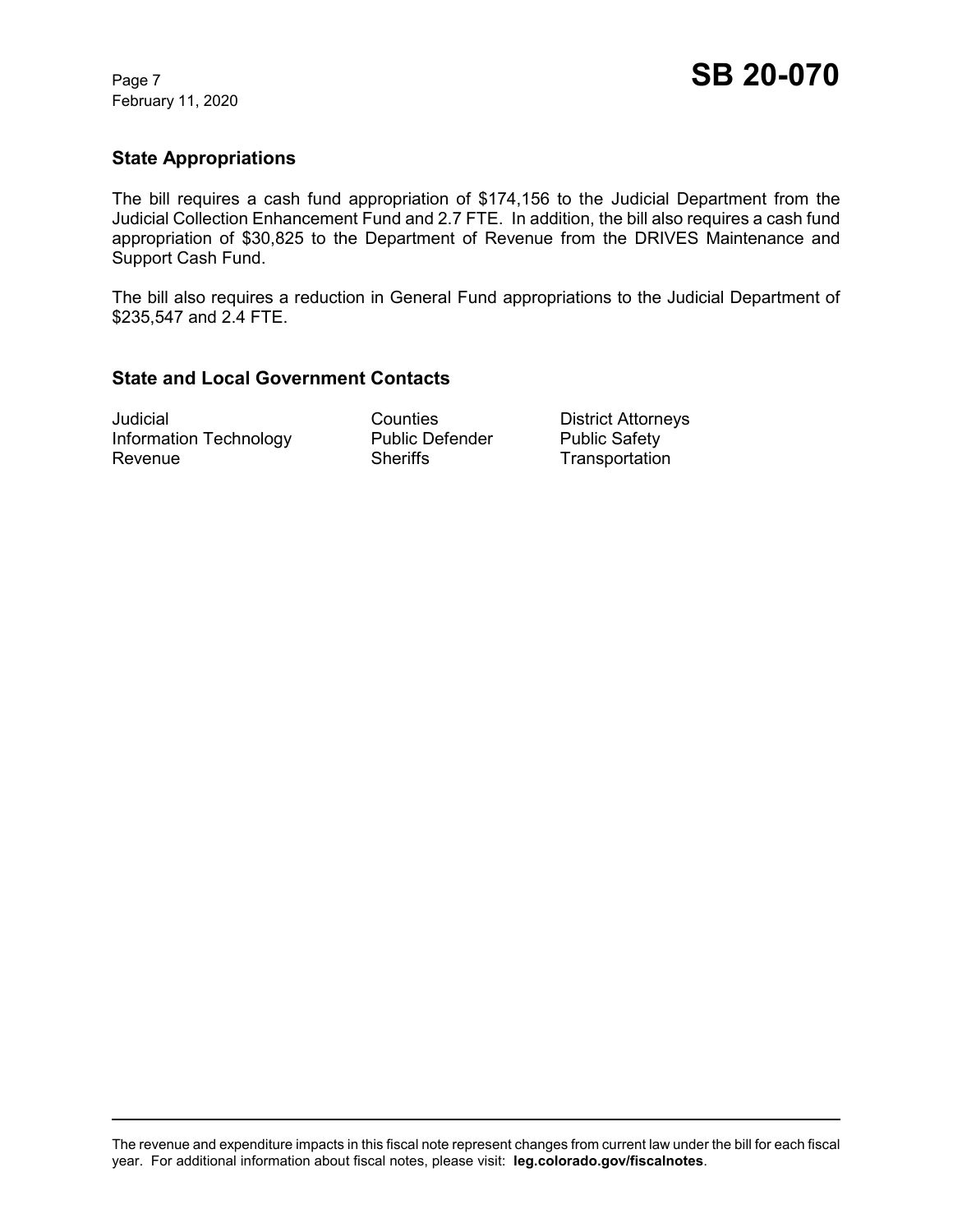## State Appropriations

The bill requires a cash fund appropriation of $174,156 to the Judicial Department from the Judicial Collection Enhancement Fund and 2.7 FTE. In addition, the bill also requires a cash fund appropriation of $30,825 to the Department of Revenue from the DRIVES Maintenance and Support Cash Fund.

The bill also requires a reduction in General Fund appropriations to the Judicial Department of $235,547 and 2.4 FTE.

## State and Local Government Contacts

| | | |
|---|---|---|
| Judicial | Counties | District Attorneys |
| Information Technology | Public Defender | Public Safety |
| Revenue | Sheriffs | Transportation |

The revenue and expenditure impacts in this fiscal note represent changes from current law under the bill for each fiscal year. For additional information about fiscal notes, please visit: **leg.colorado.gov/fiscalnotes**.